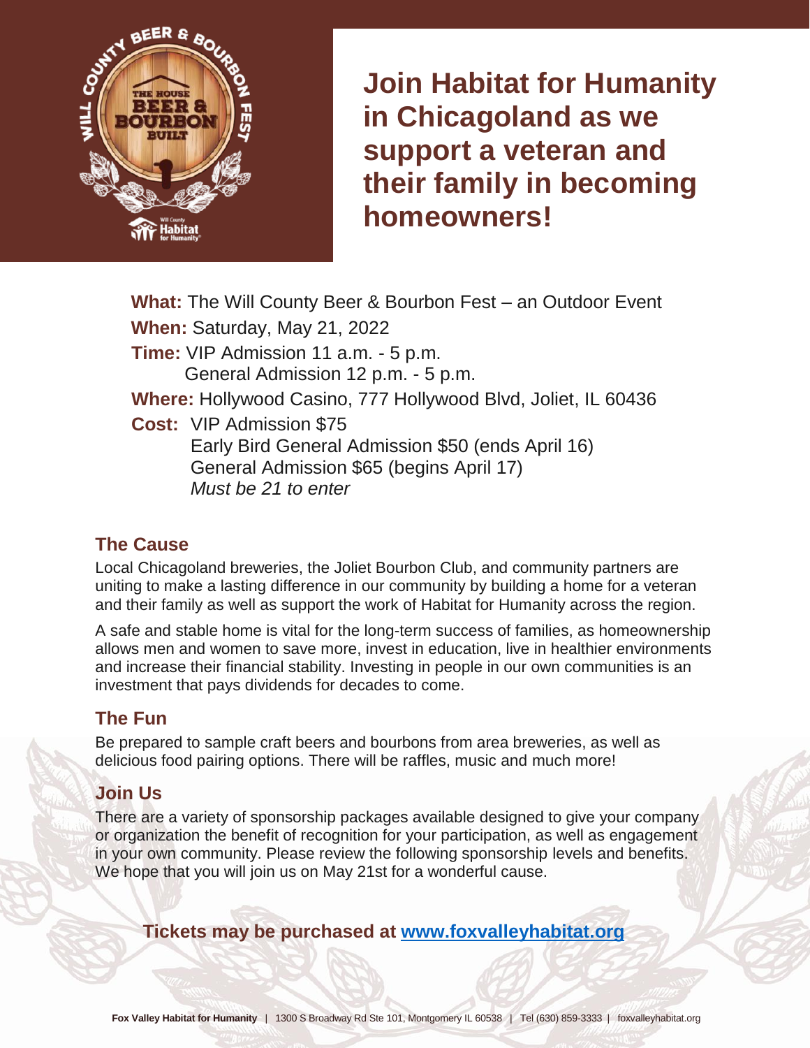# Join Habitat for Humanity in Chicagoland as we support a veteran and their family in becoming homeowners!

**What:** The Will County Beer & Bourbon Fest – an Outdoor Event

**When:** Saturday, May 21, 2022

**Time:** VIP Admission 11 a.m. - 5 p.m.
General Admission 12 p.m. - 5 p.m.

**Where:** Hollywood Casino, 777 Hollywood Blvd, Joliet, IL 60436

**Cost:** VIP Admission $75
Early Bird General Admission $50 (ends April 16)
General Admission $65 (begins April 17)
*Must be 21 to enter*

## The Cause

Local Chicagoland breweries, the Joliet Bourbon Club, and community partners are uniting to make a lasting difference in our community by building a home for a veteran and their family as well as support the work of Habitat for Humanity across the region.

A safe and stable home is vital for the long-term success of families, as homeownership allows men and women to save more, invest in education, live in healthier environments and increase their financial stability. Investing in people in our own communities is an investment that pays dividends for decades to come.

## The Fun

Be prepared to sample craft beers and bourbons from area breweries, as well as delicious food pairing options. There will be raffles, music and much more!

## Join Us

There are a variety of sponsorship packages available designed to give your company or organization the benefit of recognition for your participation, as well as engagement in your own community. Please review the following sponsorship levels and benefits. We hope that you will join us on May 21st for a wonderful cause.

**Tickets may be purchased at [www.foxvalleyhabitat.org](http://www.foxvalleyhabitat.org)**

**Fox Valley Habitat for Humanity** | 1300 S Broadway Rd Ste 101, Montgomery IL 60538 | Tel (630) 859-3333 | foxvalleyhabitat.org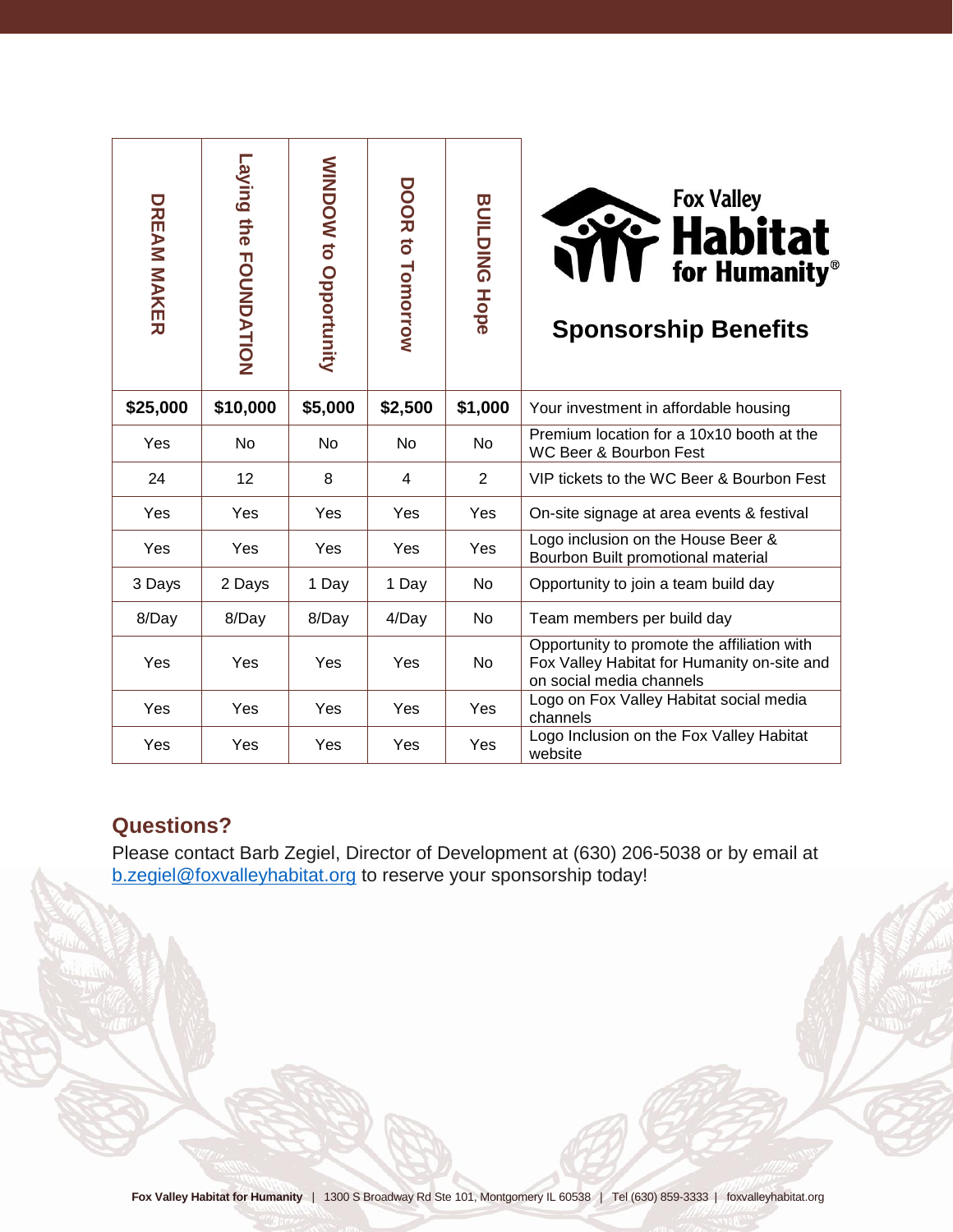## Fox Valley Habitat for Humanity®

## Sponsorship Benefits

| DREAM MAKER | Laying the FOUNDATION | WINDOW to Opportunity | DOOR to Tomorrow | BUILDING Hope | |
|---|---|---|---|---|---|
| **$25,000** | **$10,000** | **$5,000** | **$2,500** | **$1,000** | Your investment in affordable housing |
| Yes | No | No | No | No | Premium location for a 10x10 booth at the WC Beer & Bourbon Fest |
| 24 | 12 | 8 | 4 | 2 | VIP tickets to the WC Beer & Bourbon Fest |
| Yes | Yes | Yes | Yes | Yes | On-site signage at area events & festival |
| Yes | Yes | Yes | Yes | Yes | Logo inclusion on the House Beer & Bourbon Built promotional material |
| 3 Days | 2 Days | 1 Day | 1 Day | No | Opportunity to join a team build day |
| 8/Day | 8/Day | 8/Day | 4/Day | No | Team members per build day |
| Yes | Yes | Yes | Yes | No | Opportunity to promote the affiliation with Fox Valley Habitat for Humanity on-site and on social media channels |
| Yes | Yes | Yes | Yes | Yes | Logo on Fox Valley Habitat social media channels |
| Yes | Yes | Yes | Yes | Yes | Logo Inclusion on the Fox Valley Habitat website |

## Questions?

Please contact Barb Zegiel, Director of Development at (630) 206-5038 or by email at b.zegiel@foxvalleyhabitat.org to reserve your sponsorship today!

**Fox Valley Habitat for Humanity** | 1300 S Broadway Rd Ste 101, Montgomery IL 60538 | Tel (630) 859-3333 | foxvalleyhabitat.org